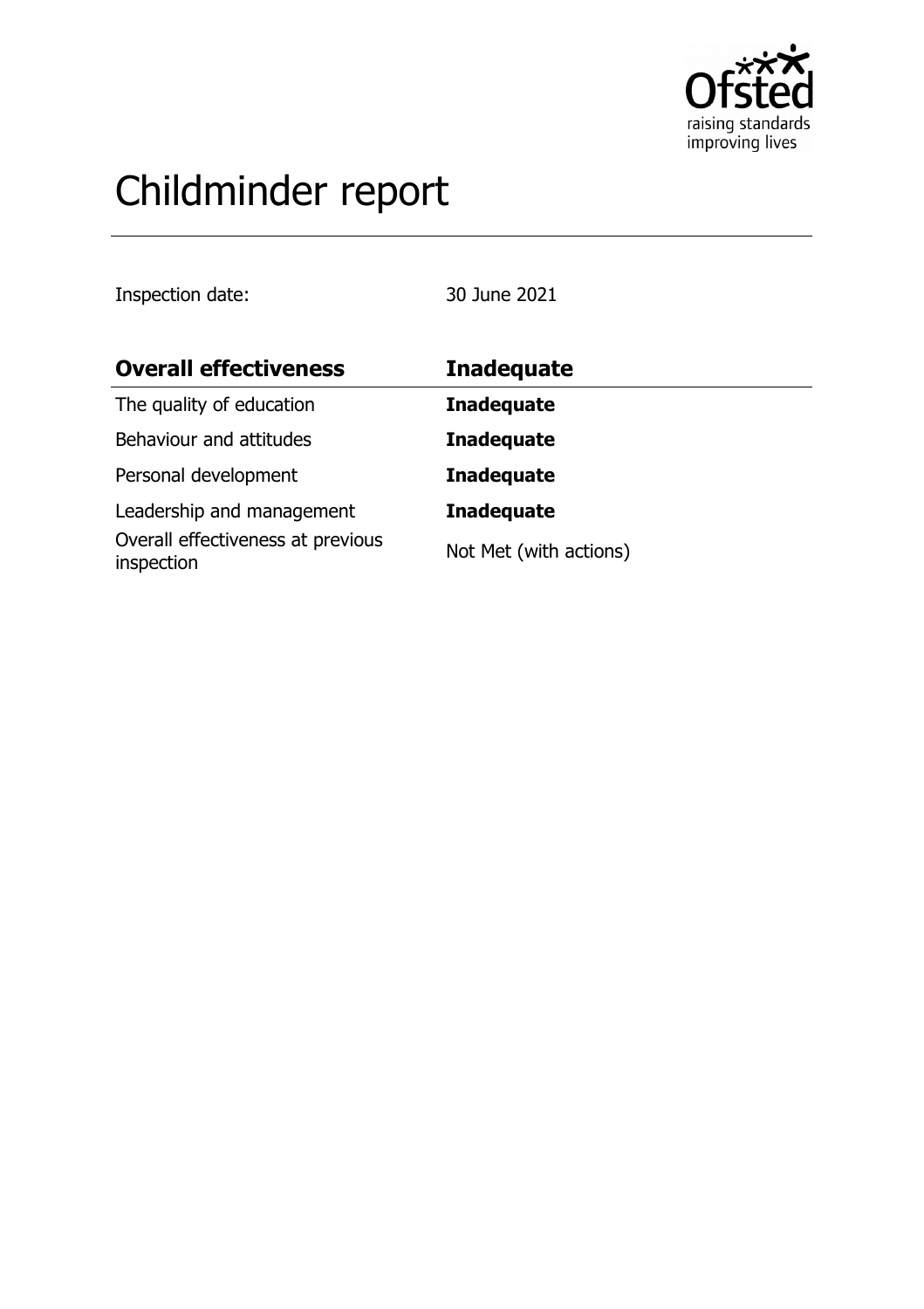# Childminder report

Inspection date: 30 June 2021

| Overall effectiveness | Inadequate |
| --- | --- |
| The quality of education | **Inadequate** |
| Behaviour and attitudes | **Inadequate** |
| Personal development | **Inadequate** |
| Leadership and management | **Inadequate** |
| Overall effectiveness at previous inspection | Not Met (with actions) |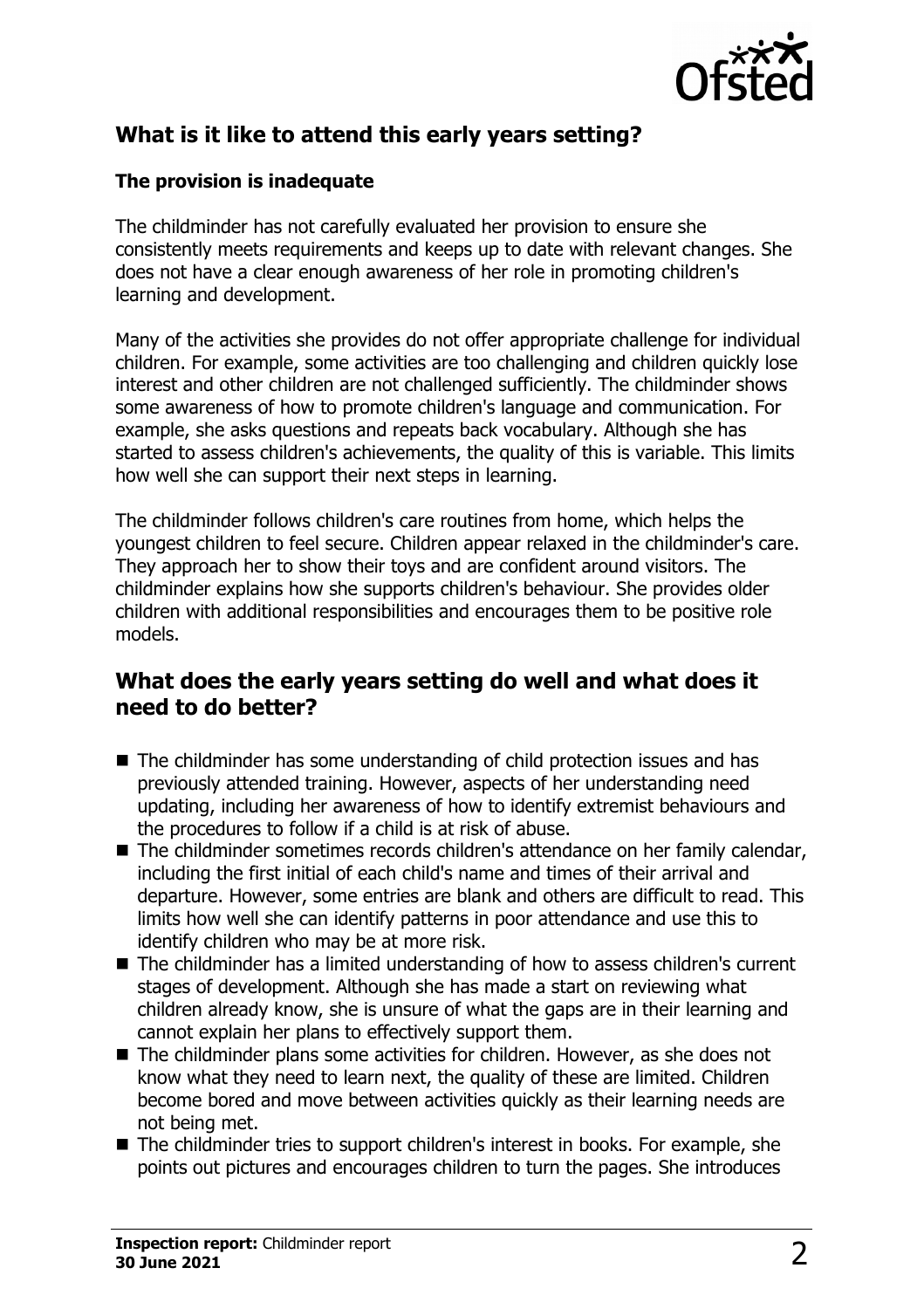## What is it like to attend this early years setting?

### The provision is inadequate

The childminder has not carefully evaluated her provision to ensure she consistently meets requirements and keeps up to date with relevant changes. She does not have a clear enough awareness of her role in promoting children's learning and development.

Many of the activities she provides do not offer appropriate challenge for individual children. For example, some activities are too challenging and children quickly lose interest and other children are not challenged sufficiently. The childminder shows some awareness of how to promote children's language and communication. For example, she asks questions and repeats back vocabulary. Although she has started to assess children's achievements, the quality of this is variable. This limits how well she can support their next steps in learning.

The childminder follows children's care routines from home, which helps the youngest children to feel secure. Children appear relaxed in the childminder's care. They approach her to show their toys and are confident around visitors. The childminder explains how she supports children's behaviour. She provides older children with additional responsibilities and encourages them to be positive role models.

## What does the early years setting do well and what does it need to do better?

- The childminder has some understanding of child protection issues and has previously attended training. However, aspects of her understanding need updating, including her awareness of how to identify extremist behaviours and the procedures to follow if a child is at risk of abuse.
- The childminder sometimes records children's attendance on her family calendar, including the first initial of each child's name and times of their arrival and departure. However, some entries are blank and others are difficult to read. This limits how well she can identify patterns in poor attendance and use this to identify children who may be at more risk.
- The childminder has a limited understanding of how to assess children's current stages of development. Although she has made a start on reviewing what children already know, she is unsure of what the gaps are in their learning and cannot explain her plans to effectively support them.
- The childminder plans some activities for children. However, as she does not know what they need to learn next, the quality of these are limited. Children become bored and move between activities quickly as their learning needs are not being met.
- The childminder tries to support children's interest in books. For example, she points out pictures and encourages children to turn the pages. She introduces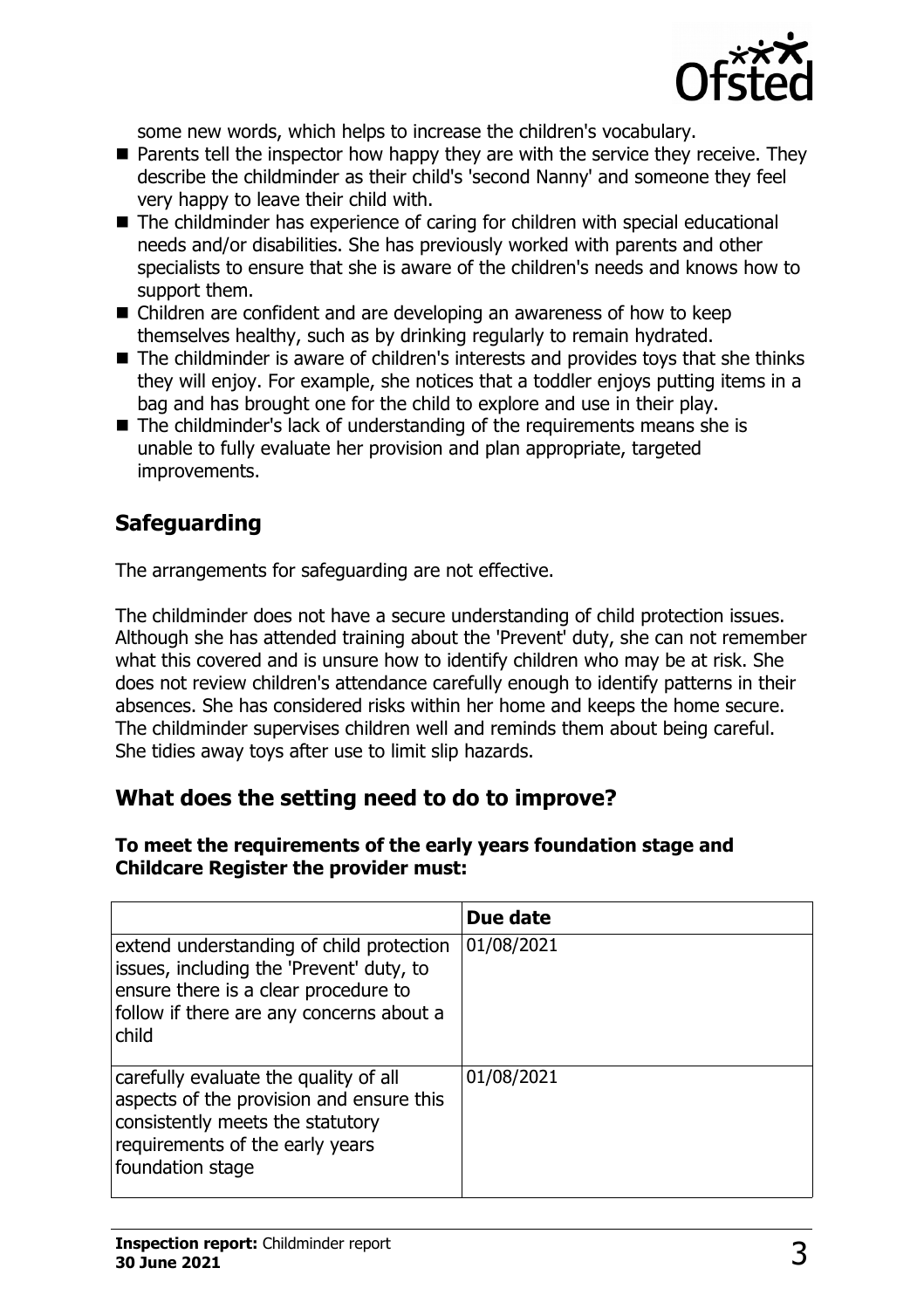some new words, which helps to increase the children's vocabulary.

- Parents tell the inspector how happy they are with the service they receive. They describe the childminder as their child's 'second Nanny' and someone they feel very happy to leave their child with.
- The childminder has experience of caring for children with special educational needs and/or disabilities. She has previously worked with parents and other specialists to ensure that she is aware of the children's needs and knows how to support them.
- Children are confident and are developing an awareness of how to keep themselves healthy, such as by drinking regularly to remain hydrated.
- The childminder is aware of children's interests and provides toys that she thinks they will enjoy. For example, she notices that a toddler enjoys putting items in a bag and has brought one for the child to explore and use in their play.
- The childminder's lack of understanding of the requirements means she is unable to fully evaluate her provision and plan appropriate, targeted improvements.

## Safeguarding

The arrangements for safeguarding are not effective.

The childminder does not have a secure understanding of child protection issues. Although she has attended training about the 'Prevent' duty, she can not remember what this covered and is unsure how to identify children who may be at risk. She does not review children's attendance carefully enough to identify patterns in their absences. She has considered risks within her home and keeps the home secure. The childminder supervises children well and reminds them about being careful. She tidies away toys after use to limit slip hazards.

## What does the setting need to do to improve?

**To meet the requirements of the early years foundation stage and Childcare Register the provider must:**

| | Due date |
|---|---|
| extend understanding of child protection issues, including the 'Prevent' duty, to ensure there is a clear procedure to follow if there are any concerns about a child | 01/08/2021 |
| carefully evaluate the quality of all aspects of the provision and ensure this consistently meets the statutory requirements of the early years foundation stage | 01/08/2021 |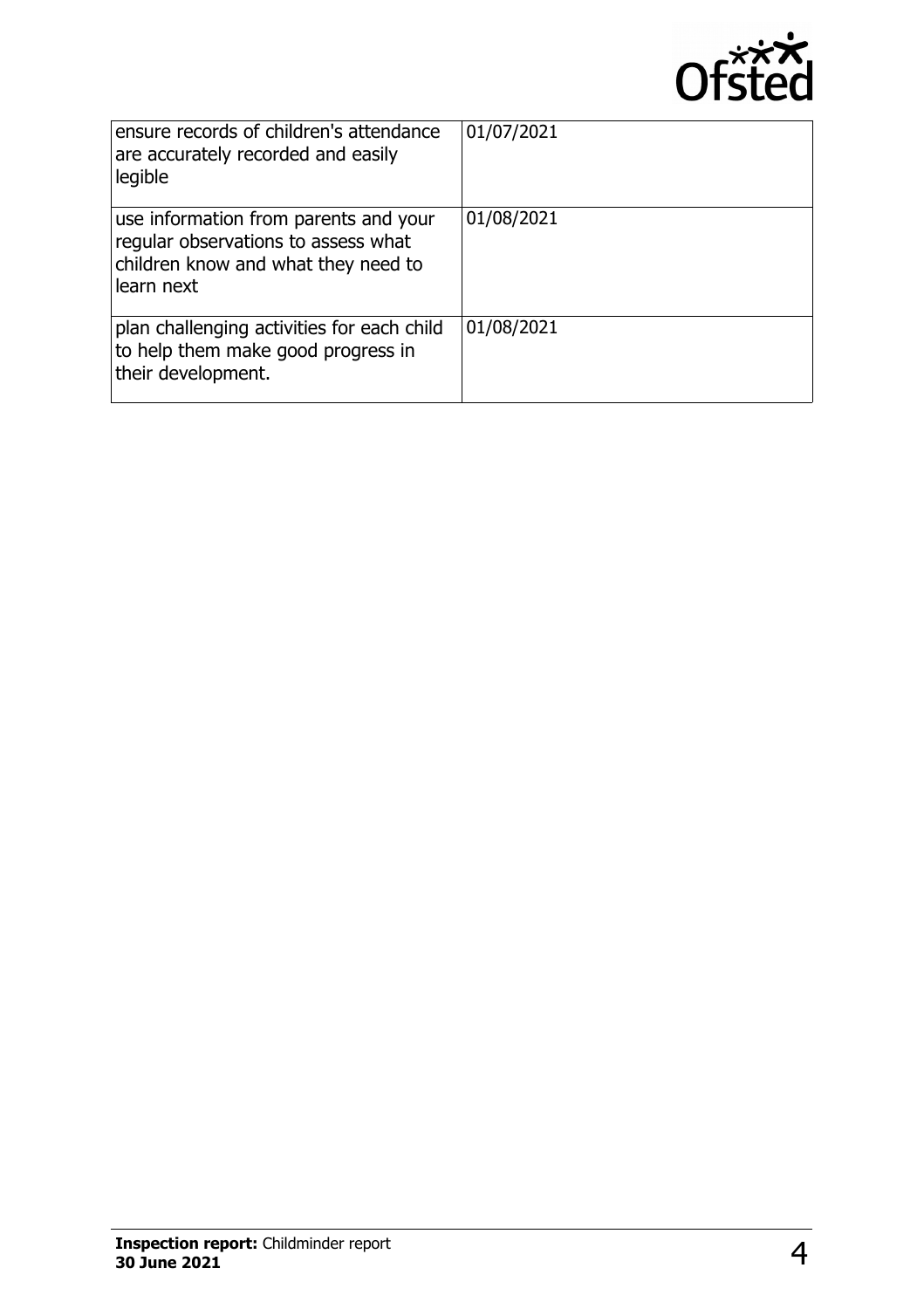| | |
|---|---|
| ensure records of children's attendance are accurately recorded and easily legible | 01/07/2021 |
| use information from parents and your regular observations to assess what children know and what they need to learn next | 01/08/2021 |
| plan challenging activities for each child to help them make good progress in their development. | 01/08/2021 |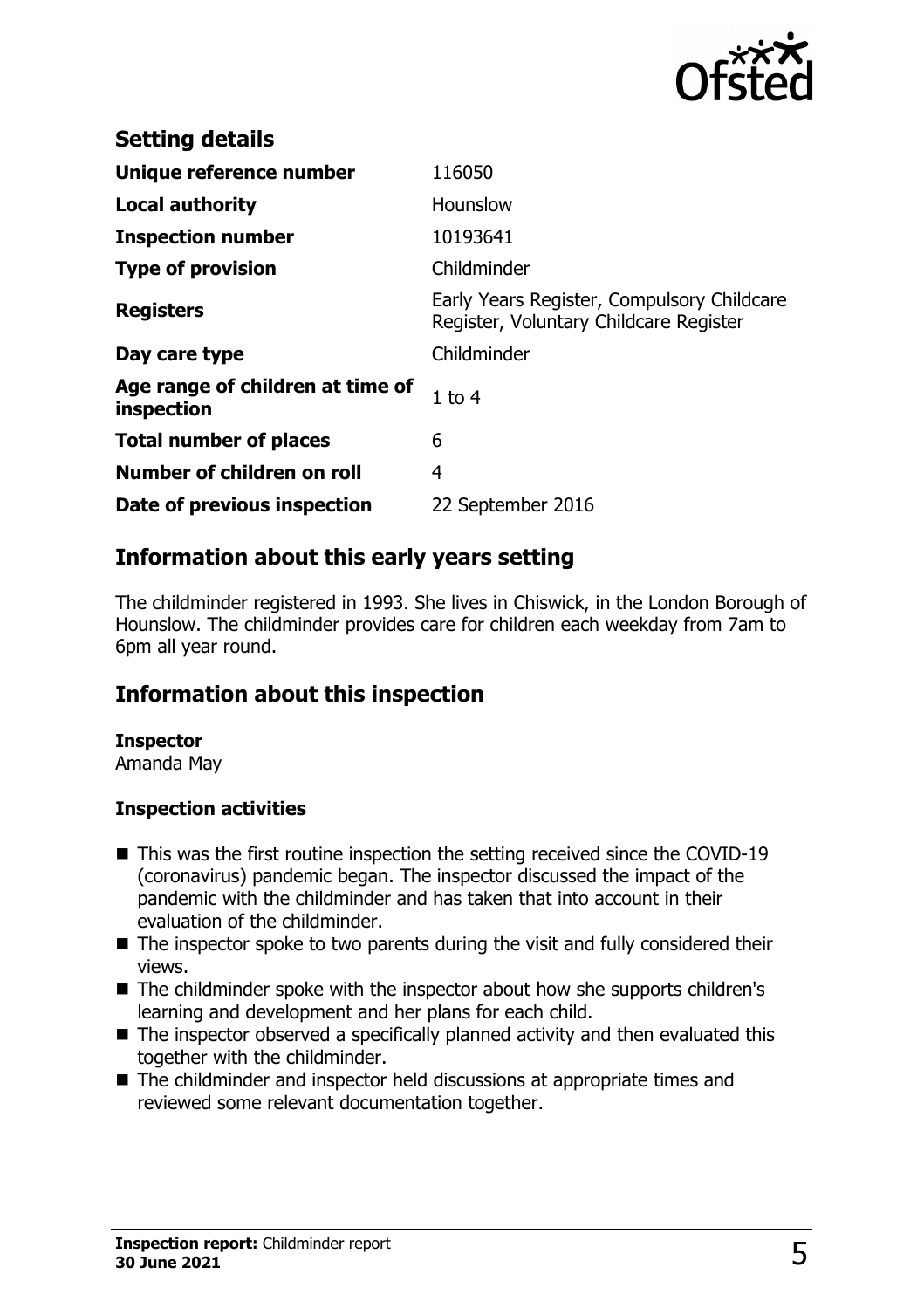## Setting details

| | |
|---|---|
| **Unique reference number** | 116050 |
| **Local authority** | Hounslow |
| **Inspection number** | 10193641 |
| **Type of provision** | Childminder |
| **Registers** | Early Years Register, Compulsory Childcare Register, Voluntary Childcare Register |
| **Day care type** | Childminder |
| **Age range of children at time of inspection** | 1 to 4 |
| **Total number of places** | 6 |
| **Number of children on roll** | 4 |
| **Date of previous inspection** | 22 September 2016 |

## Information about this early years setting

The childminder registered in 1993. She lives in Chiswick, in the London Borough of Hounslow. The childminder provides care for children each weekday from 7am to 6pm all year round.

## Information about this inspection

**Inspector**
Amanda May

**Inspection activities**

- This was the first routine inspection the setting received since the COVID-19 (coronavirus) pandemic began. The inspector discussed the impact of the pandemic with the childminder and has taken that into account in their evaluation of the childminder.
- The inspector spoke to two parents during the visit and fully considered their views.
- The childminder spoke with the inspector about how she supports children's learning and development and her plans for each child.
- The inspector observed a specifically planned activity and then evaluated this together with the childminder.
- The childminder and inspector held discussions at appropriate times and reviewed some relevant documentation together.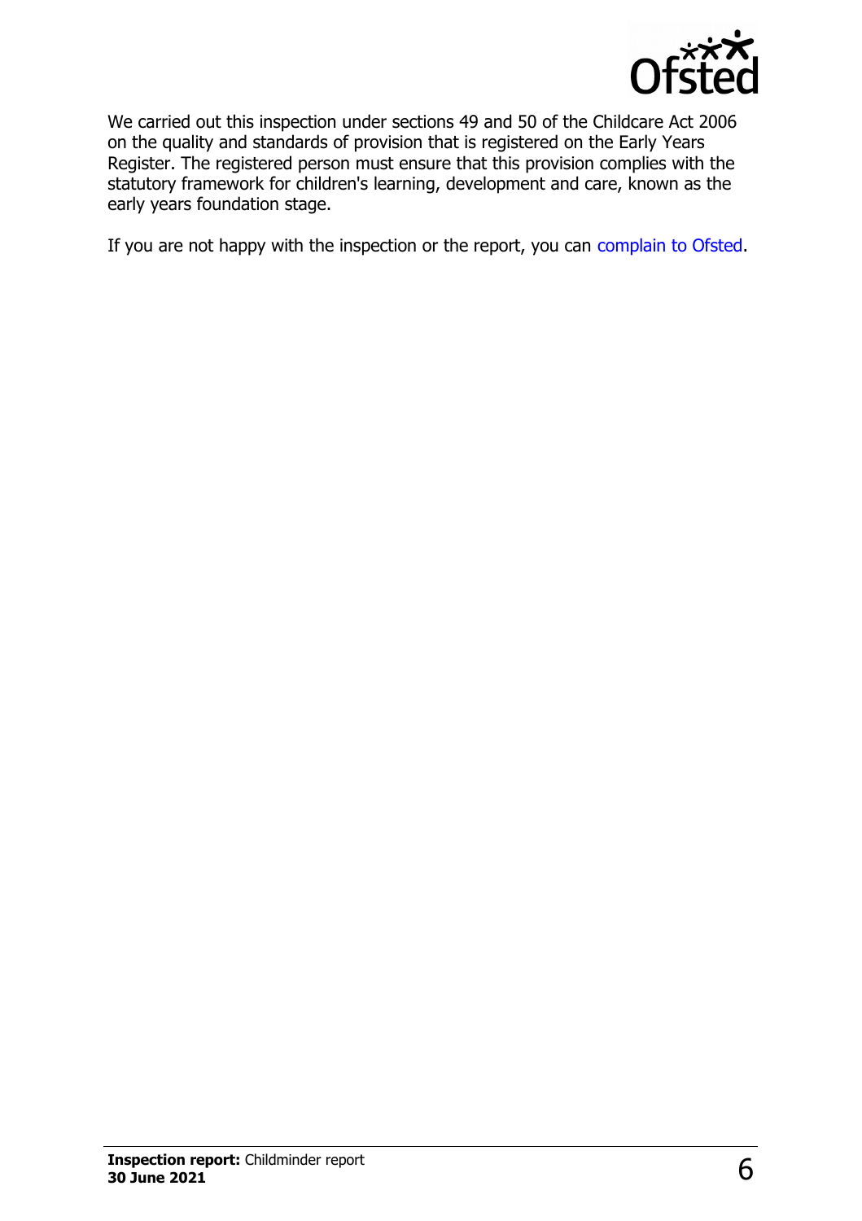We carried out this inspection under sections 49 and 50 of the Childcare Act 2006 on the quality and standards of provision that is registered on the Early Years Register. The registered person must ensure that this provision complies with the statutory framework for children's learning, development and care, known as the early years foundation stage.

If you are not happy with the inspection or the report, you can complain to Ofsted.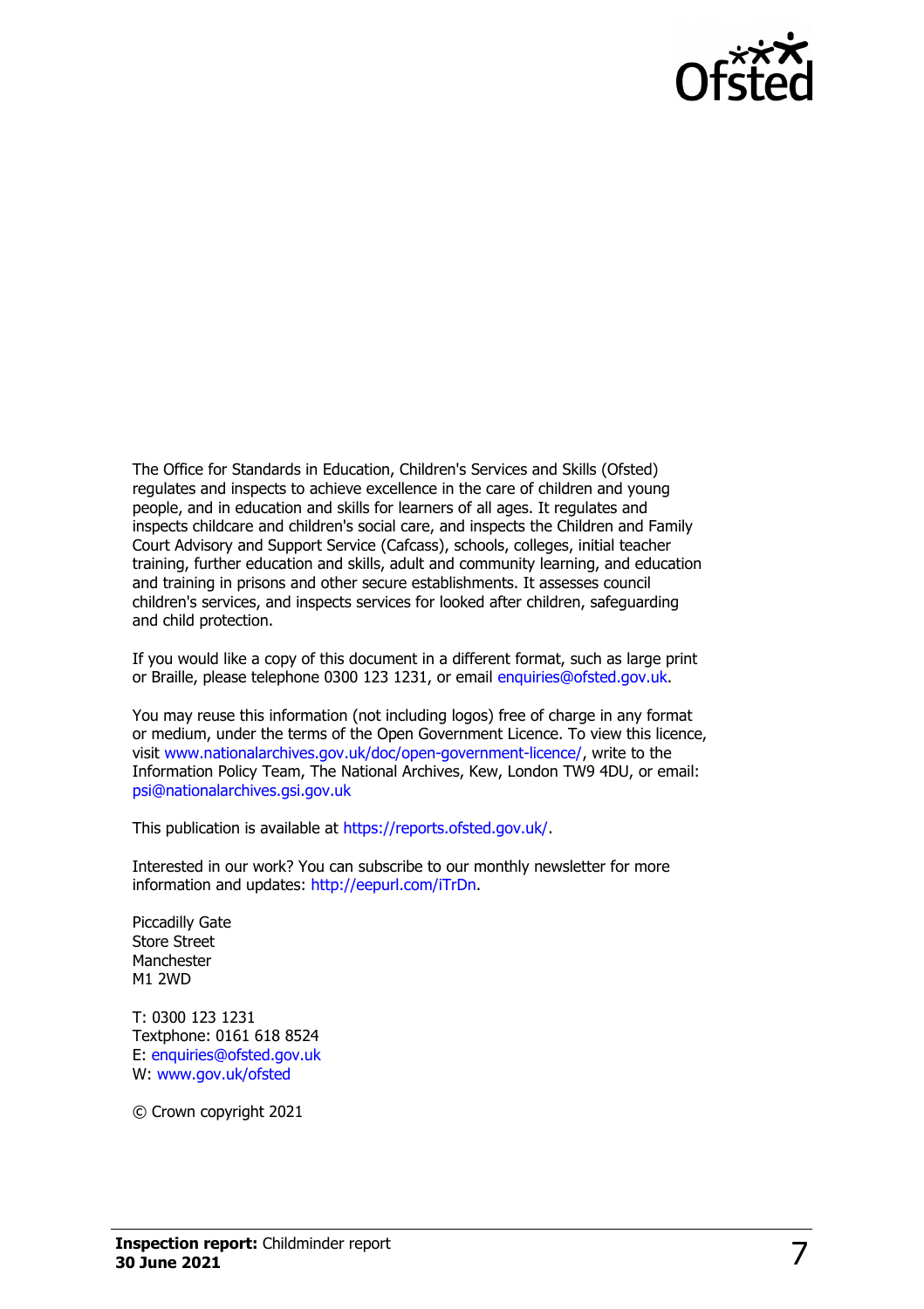The Office for Standards in Education, Children's Services and Skills (Ofsted) regulates and inspects to achieve excellence in the care of children and young people, and in education and skills for learners of all ages. It regulates and inspects childcare and children's social care, and inspects the Children and Family Court Advisory and Support Service (Cafcass), schools, colleges, initial teacher training, further education and skills, adult and community learning, and education and training in prisons and other secure establishments. It assesses council children's services, and inspects services for looked after children, safeguarding and child protection.

If you would like a copy of this document in a different format, such as large print or Braille, please telephone 0300 123 1231, or email enquiries@ofsted.gov.uk.

You may reuse this information (not including logos) free of charge in any format or medium, under the terms of the Open Government Licence. To view this licence, visit www.nationalarchives.gov.uk/doc/open-government-licence/, write to the Information Policy Team, The National Archives, Kew, London TW9 4DU, or email: psi@nationalarchives.gsi.gov.uk

This publication is available at https://reports.ofsted.gov.uk/.

Interested in our work? You can subscribe to our monthly newsletter for more information and updates: http://eepurl.com/iTrDn.

Piccadilly Gate
Store Street
Manchester
M1 2WD

T: 0300 123 1231
Textphone: 0161 618 8524
E: enquiries@ofsted.gov.uk
W: www.gov.uk/ofsted

© Crown copyright 2021